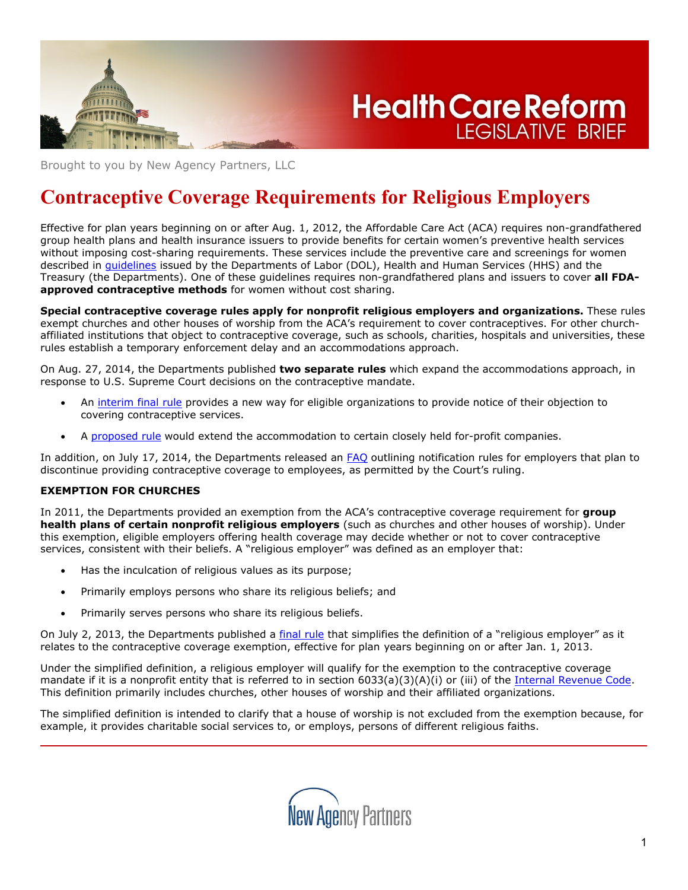Health Care Reform LEGISLATIVE BRIEF

Brought to you by New Agency Partners, LLC

# Contraceptive Coverage Requirements for Religious Employers

Effective for plan years beginning on or after Aug. 1, 2012, the Affordable Care Act (ACA) requires non-grandfathered group health plans and health insurance issuers to provide benefits for certain women's preventive health services without imposing cost-sharing requirements. These services include the preventive care and screenings for women described in guidelines issued by the Departments of Labor (DOL), Health and Human Services (HHS) and the Treasury (the Departments). One of these guidelines requires non-grandfathered plans and issuers to cover **all FDA-approved contraceptive methods** for women without cost sharing.

**Special contraceptive coverage rules apply for nonprofit religious employers and organizations.** These rules exempt churches and other houses of worship from the ACA's requirement to cover contraceptives. For other church-affiliated institutions that object to contraceptive coverage, such as schools, charities, hospitals and universities, these rules establish a temporary enforcement delay and an accommodations approach.

On Aug. 27, 2014, the Departments published **two separate rules** which expand the accommodations approach, in response to U.S. Supreme Court decisions on the contraceptive mandate.

- An interim final rule provides a new way for eligible organizations to provide notice of their objection to covering contraceptive services.
- A proposed rule would extend the accommodation to certain closely held for-profit companies.

In addition, on July 17, 2014, the Departments released an FAQ outlining notification rules for employers that plan to discontinue providing contraceptive coverage to employees, as permitted by the Court's ruling.

### EXEMPTION FOR CHURCHES

In 2011, the Departments provided an exemption from the ACA's contraceptive coverage requirement for **group health plans of certain nonprofit religious employers** (such as churches and other houses of worship). Under this exemption, eligible employers offering health coverage may decide whether or not to cover contraceptive services, consistent with their beliefs. A "religious employer" was defined as an employer that:

- Has the inculcation of religious values as its purpose;
- Primarily employs persons who share its religious beliefs; and
- Primarily serves persons who share its religious beliefs.

On July 2, 2013, the Departments published a final rule that simplifies the definition of a "religious employer" as it relates to the contraceptive coverage exemption, effective for plan years beginning on or after Jan. 1, 2013.

Under the simplified definition, a religious employer will qualify for the exemption to the contraceptive coverage mandate if it is a nonprofit entity that is referred to in section 6033(a)(3)(A)(i) or (iii) of the Internal Revenue Code. This definition primarily includes churches, other houses of worship and their affiliated organizations.

The simplified definition is intended to clarify that a house of worship is not excluded from the exemption because, for example, it provides charitable social services to, or employs, persons of different religious faiths.

New Agency Partners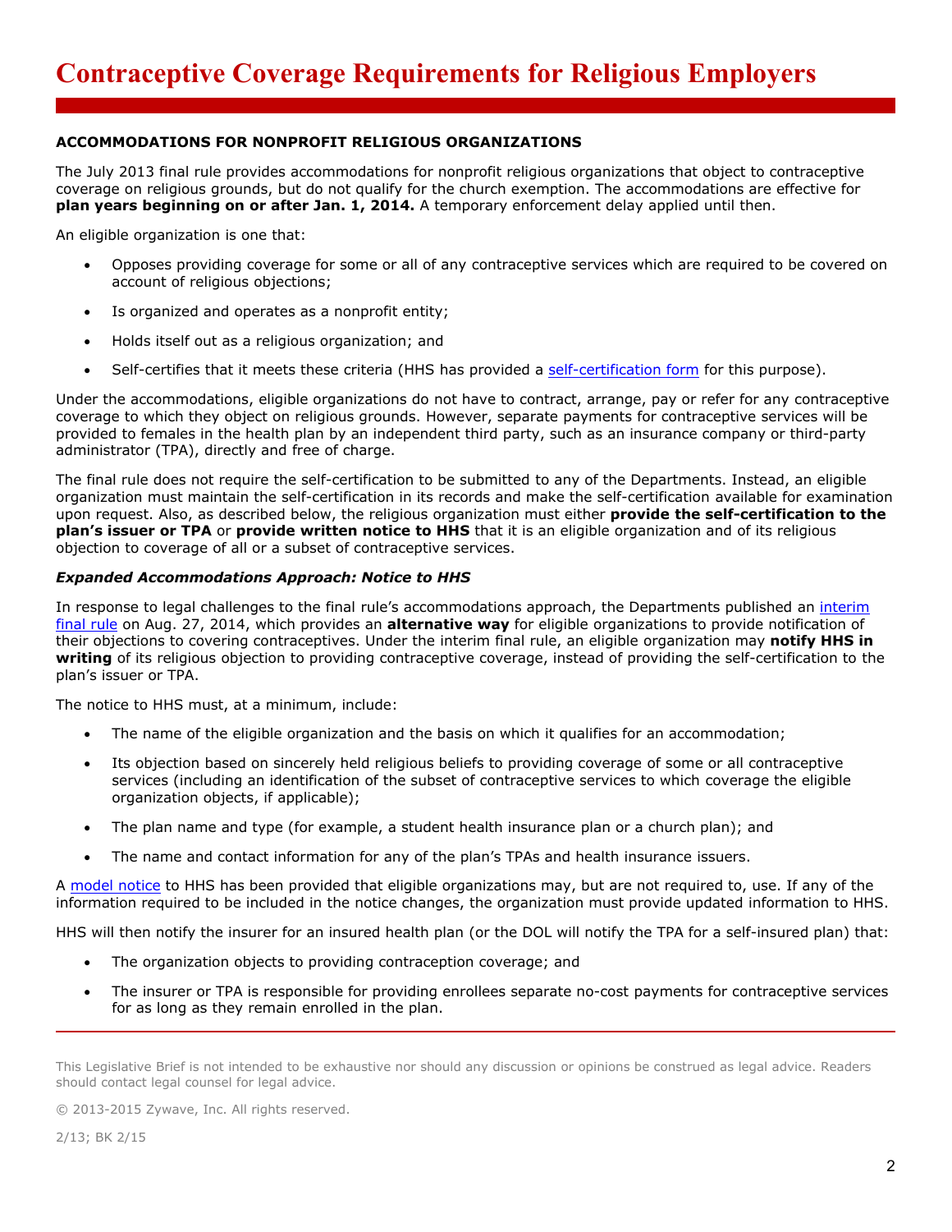# Contraceptive Coverage Requirements for Religious Employers

**ACCOMMODATIONS FOR NONPROFIT RELIGIOUS ORGANIZATIONS**

The July 2013 final rule provides accommodations for nonprofit religious organizations that object to contraceptive coverage on religious grounds, but do not qualify for the church exemption. The accommodations are effective for **plan years beginning on or after Jan. 1, 2014.** A temporary enforcement delay applied until then.

An eligible organization is one that:

- Opposes providing coverage for some or all of any contraceptive services which are required to be covered on account of religious objections;
- Is organized and operates as a nonprofit entity;
- Holds itself out as a religious organization; and
- Self-certifies that it meets these criteria (HHS has provided a self-certification form for this purpose).

Under the accommodations, eligible organizations do not have to contract, arrange, pay or refer for any contraceptive coverage to which they object on religious grounds. However, separate payments for contraceptive services will be provided to females in the health plan by an independent third party, such as an insurance company or third-party administrator (TPA), directly and free of charge.

The final rule does not require the self-certification to be submitted to any of the Departments. Instead, an eligible organization must maintain the self-certification in its records and make the self-certification available for examination upon request. Also, as described below, the religious organization must either **provide the self-certification to the plan's issuer or TPA** or **provide written notice to HHS** that it is an eligible organization and of its religious objection to coverage of all or a subset of contraceptive services.

***Expanded Accommodations Approach: Notice to HHS***

In response to legal challenges to the final rule's accommodations approach, the Departments published an interim final rule on Aug. 27, 2014, which provides an **alternative way** for eligible organizations to provide notification of their objections to covering contraceptives. Under the interim final rule, an eligible organization may **notify HHS in writing** of its religious objection to providing contraceptive coverage, instead of providing the self-certification to the plan's issuer or TPA.

The notice to HHS must, at a minimum, include:

- The name of the eligible organization and the basis on which it qualifies for an accommodation;
- Its objection based on sincerely held religious beliefs to providing coverage of some or all contraceptive services (including an identification of the subset of contraceptive services to which coverage the eligible organization objects, if applicable);
- The plan name and type (for example, a student health insurance plan or a church plan); and
- The name and contact information for any of the plan's TPAs and health insurance issuers.

A model notice to HHS has been provided that eligible organizations may, but are not required to, use. If any of the information required to be included in the notice changes, the organization must provide updated information to HHS.

HHS will then notify the insurer for an insured health plan (or the DOL will notify the TPA for a self-insured plan) that:

- The organization objects to providing contraception coverage; and
- The insurer or TPA is responsible for providing enrollees separate no-cost payments for contraceptive services for as long as they remain enrolled in the plan.

This Legislative Brief is not intended to be exhaustive nor should any discussion or opinions be construed as legal advice. Readers should contact legal counsel for legal advice.

© 2013-2015 Zywave, Inc. All rights reserved.

2/13; BK 2/15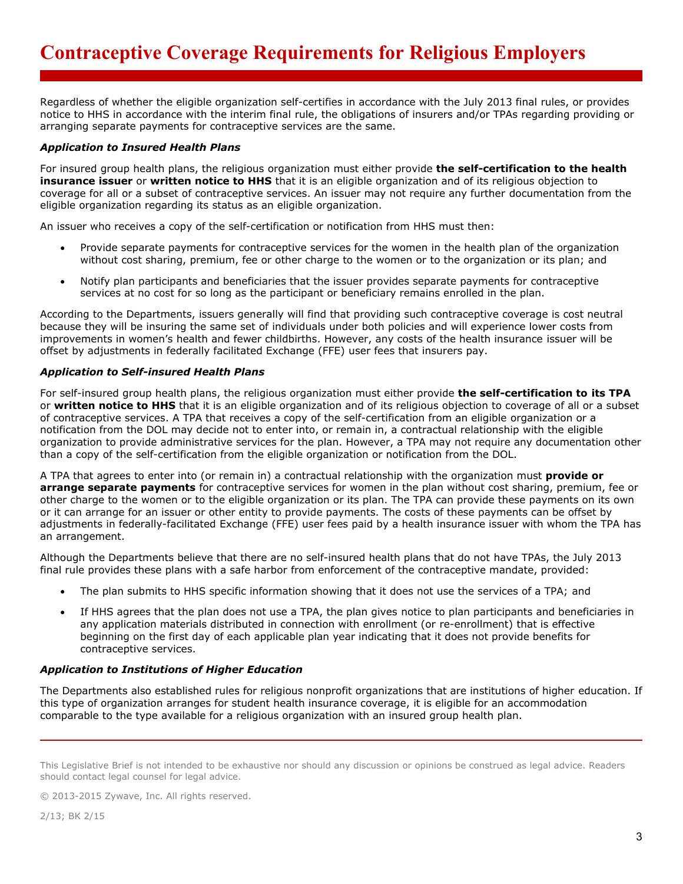Regardless of whether the eligible organization self-certifies in accordance with the July 2013 final rules, or provides notice to HHS in accordance with the interim final rule, the obligations of insurers and/or TPAs regarding providing or arranging separate payments for contraceptive services are the same.

***Application to Insured Health Plans***

For insured group health plans, the religious organization must either provide **the self-certification to the health insurance issuer** or **written notice to HHS** that it is an eligible organization and of its religious objection to coverage for all or a subset of contraceptive services. An issuer may not require any further documentation from the eligible organization regarding its status as an eligible organization.

An issuer who receives a copy of the self-certification or notification from HHS must then:

- Provide separate payments for contraceptive services for the women in the health plan of the organization without cost sharing, premium, fee or other charge to the women or to the organization or its plan; and
- Notify plan participants and beneficiaries that the issuer provides separate payments for contraceptive services at no cost for so long as the participant or beneficiary remains enrolled in the plan.

According to the Departments, issuers generally will find that providing such contraceptive coverage is cost neutral because they will be insuring the same set of individuals under both policies and will experience lower costs from improvements in women's health and fewer childbirths. However, any costs of the health insurance issuer will be offset by adjustments in federally facilitated Exchange (FFE) user fees that insurers pay.

***Application to Self-insured Health Plans***

For self-insured group health plans, the religious organization must either provide **the self-certification to its TPA** or **written notice to HHS** that it is an eligible organization and of its religious objection to coverage of all or a subset of contraceptive services. A TPA that receives a copy of the self-certification from an eligible organization or a notification from the DOL may decide not to enter into, or remain in, a contractual relationship with the eligible organization to provide administrative services for the plan. However, a TPA may not require any documentation other than a copy of the self-certification from the eligible organization or notification from the DOL.

A TPA that agrees to enter into (or remain in) a contractual relationship with the organization must **provide or arrange separate payments** for contraceptive services for women in the plan without cost sharing, premium, fee or other charge to the women or to the eligible organization or its plan. The TPA can provide these payments on its own or it can arrange for an issuer or other entity to provide payments. The costs of these payments can be offset by adjustments in federally-facilitated Exchange (FFE) user fees paid by a health insurance issuer with whom the TPA has an arrangement.

Although the Departments believe that there are no self-insured health plans that do not have TPAs, the July 2013 final rule provides these plans with a safe harbor from enforcement of the contraceptive mandate, provided:

- The plan submits to HHS specific information showing that it does not use the services of a TPA; and
- If HHS agrees that the plan does not use a TPA, the plan gives notice to plan participants and beneficiaries in any application materials distributed in connection with enrollment (or re-enrollment) that is effective beginning on the first day of each applicable plan year indicating that it does not provide benefits for contraceptive services.

***Application to Institutions of Higher Education***

The Departments also established rules for religious nonprofit organizations that are institutions of higher education. If this type of organization arranges for student health insurance coverage, it is eligible for an accommodation comparable to the type available for a religious organization with an insured group health plan.

This Legislative Brief is not intended to be exhaustive nor should any discussion or opinions be construed as legal advice. Readers should contact legal counsel for legal advice.

© 2013-2015 Zywave, Inc. All rights reserved.

2/13; BK 2/15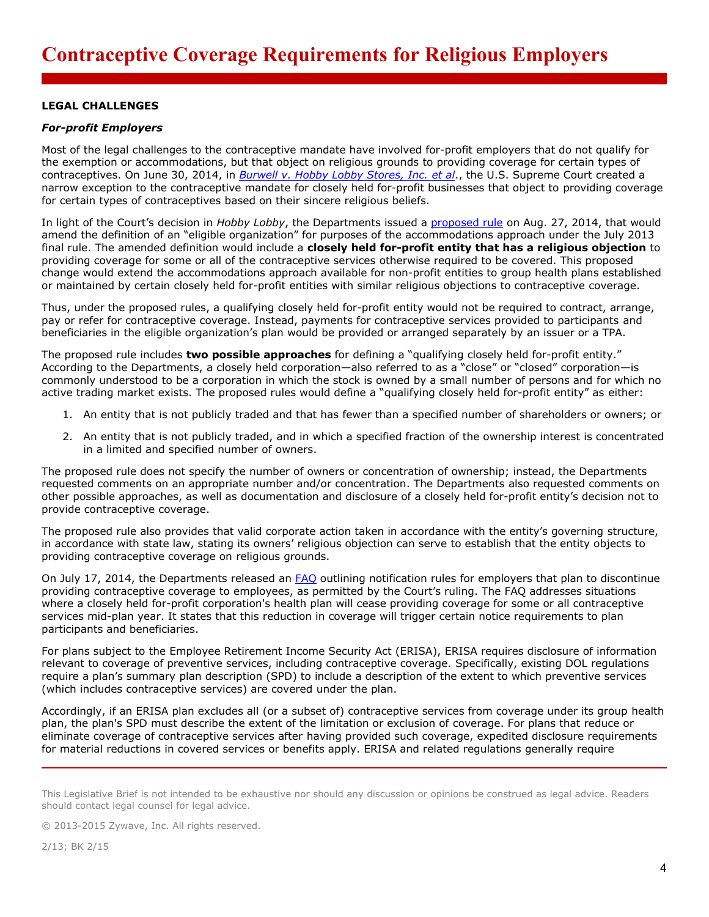**LEGAL CHALLENGES**

***For-profit Employers***

Most of the legal challenges to the contraceptive mandate have involved for-profit employers that do not qualify for the exemption or accommodations, but that object on religious grounds to providing coverage for certain types of contraceptives. On June 30, 2014, in [*Burwell v. Hobby Lobby Stores, Inc. et al*.](), the U.S. Supreme Court created a narrow exception to the contraceptive mandate for closely held for-profit businesses that object to providing coverage for certain types of contraceptives based on their sincere religious beliefs.

In light of the Court's decision in *Hobby Lobby*, the Departments issued a [proposed rule]() on Aug. 27, 2014, that would amend the definition of an "eligible organization" for purposes of the accommodations approach under the July 2013 final rule. The amended definition would include a **closely held for-profit entity that has a religious objection** to providing coverage for some or all of the contraceptive services otherwise required to be covered. This proposed change would extend the accommodations approach available for non-profit entities to group health plans established or maintained by certain closely held for-profit entities with similar religious objections to contraceptive coverage.

Thus, under the proposed rules, a qualifying closely held for-profit entity would not be required to contract, arrange, pay or refer for contraceptive coverage. Instead, payments for contraceptive services provided to participants and beneficiaries in the eligible organization's plan would be provided or arranged separately by an issuer or a TPA.

The proposed rule includes **two possible approaches** for defining a "qualifying closely held for-profit entity." According to the Departments, a closely held corporation—also referred to as a "close" or "closed" corporation—is commonly understood to be a corporation in which the stock is owned by a small number of persons and for which no active trading market exists. The proposed rules would define a "qualifying closely held for-profit entity" as either:

1. An entity that is not publicly traded and that has fewer than a specified number of shareholders or owners; or
2. An entity that is not publicly traded, and in which a specified fraction of the ownership interest is concentrated in a limited and specified number of owners.

The proposed rule does not specify the number of owners or concentration of ownership; instead, the Departments requested comments on an appropriate number and/or concentration. The Departments also requested comments on other possible approaches, as well as documentation and disclosure of a closely held for-profit entity's decision not to provide contraceptive coverage.

The proposed rule also provides that valid corporate action taken in accordance with the entity's governing structure, in accordance with state law, stating its owners' religious objection can serve to establish that the entity objects to providing contraceptive coverage on religious grounds.

On July 17, 2014, the Departments released an [FAQ]() outlining notification rules for employers that plan to discontinue providing contraceptive coverage to employees, as permitted by the Court's ruling. The FAQ addresses situations where a closely held for-profit corporation's health plan will cease providing coverage for some or all contraceptive services mid-plan year. It states that this reduction in coverage will trigger certain notice requirements to plan participants and beneficiaries.

For plans subject to the Employee Retirement Income Security Act (ERISA), ERISA requires disclosure of information relevant to coverage of preventive services, including contraceptive coverage. Specifically, existing DOL regulations require a plan's summary plan description (SPD) to include a description of the extent to which preventive services (which includes contraceptive services) are covered under the plan.

Accordingly, if an ERISA plan excludes all (or a subset of) contraceptive services from coverage under its group health plan, the plan's SPD must describe the extent of the limitation or exclusion of coverage. For plans that reduce or eliminate coverage of contraceptive services after having provided such coverage, expedited disclosure requirements for material reductions in covered services or benefits apply. ERISA and related regulations generally require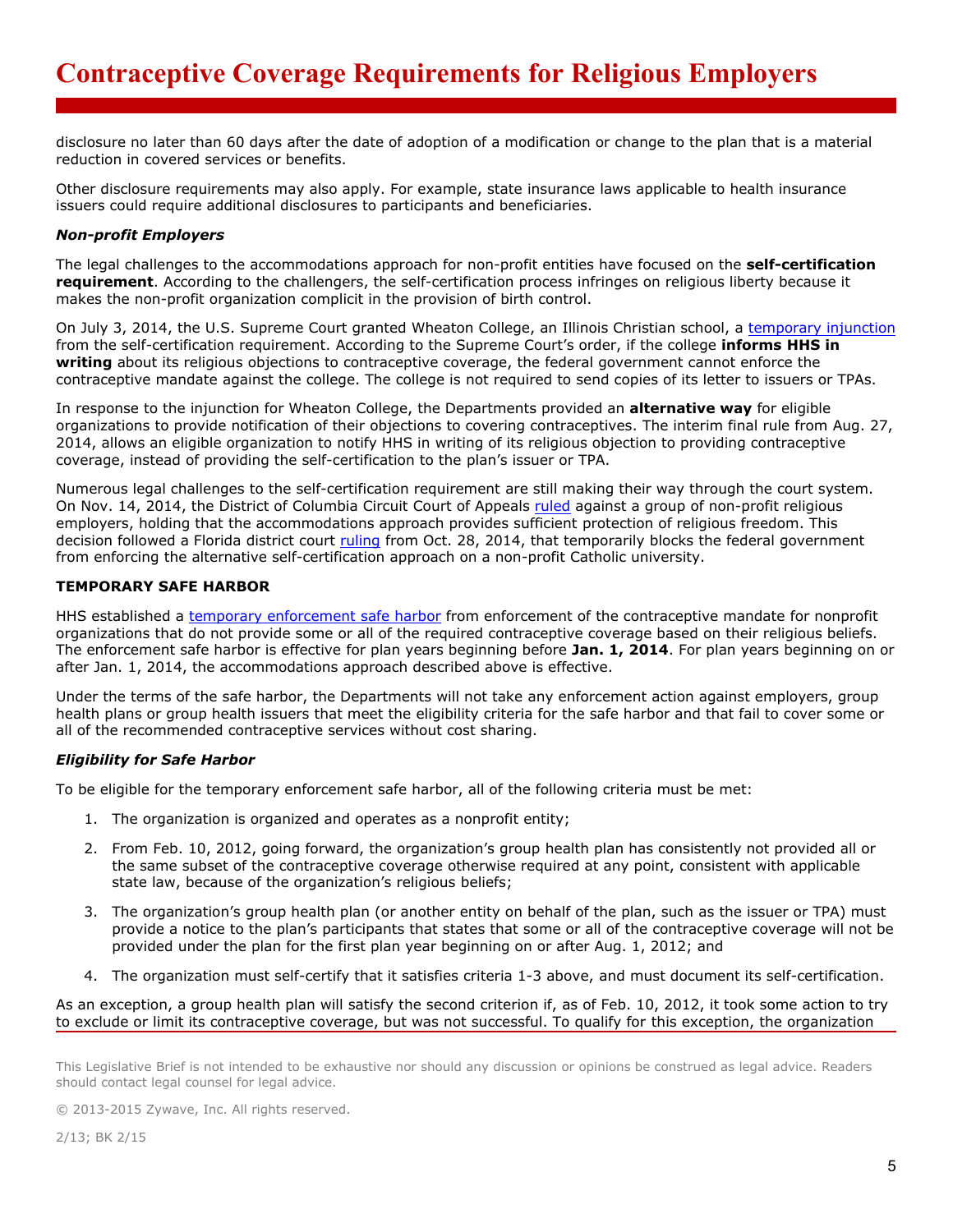disclosure no later than 60 days after the date of adoption of a modification or change to the plan that is a material reduction in covered services or benefits.

Other disclosure requirements may also apply. For example, state insurance laws applicable to health insurance issuers could require additional disclosures to participants and beneficiaries.

#### *Non-profit Employers*

The legal challenges to the accommodations approach for non-profit entities have focused on the **self-certification requirement**. According to the challengers, the self-certification process infringes on religious liberty because it makes the non-profit organization complicit in the provision of birth control.

On July 3, 2014, the U.S. Supreme Court granted Wheaton College, an Illinois Christian school, a temporary injunction from the self-certification requirement. According to the Supreme Court's order, if the college **informs HHS in writing** about its religious objections to contraceptive coverage, the federal government cannot enforce the contraceptive mandate against the college. The college is not required to send copies of its letter to issuers or TPAs.

In response to the injunction for Wheaton College, the Departments provided an **alternative way** for eligible organizations to provide notification of their objections to covering contraceptives. The interim final rule from Aug. 27, 2014, allows an eligible organization to notify HHS in writing of its religious objection to providing contraceptive coverage, instead of providing the self-certification to the plan's issuer or TPA.

Numerous legal challenges to the self-certification requirement are still making their way through the court system. On Nov. 14, 2014, the District of Columbia Circuit Court of Appeals ruled against a group of non-profit religious employers, holding that the accommodations approach provides sufficient protection of religious freedom. This decision followed a Florida district court ruling from Oct. 28, 2014, that temporarily blocks the federal government from enforcing the alternative self-certification approach on a non-profit Catholic university.

### TEMPORARY SAFE HARBOR

HHS established a temporary enforcement safe harbor from enforcement of the contraceptive mandate for nonprofit organizations that do not provide some or all of the required contraceptive coverage based on their religious beliefs. The enforcement safe harbor is effective for plan years beginning before **Jan. 1, 2014**. For plan years beginning on or after Jan. 1, 2014, the accommodations approach described above is effective.

Under the terms of the safe harbor, the Departments will not take any enforcement action against employers, group health plans or group health issuers that meet the eligibility criteria for the safe harbor and that fail to cover some or all of the recommended contraceptive services without cost sharing.

#### *Eligibility for Safe Harbor*

To be eligible for the temporary enforcement safe harbor, all of the following criteria must be met:

1. The organization is organized and operates as a nonprofit entity;
2. From Feb. 10, 2012, going forward, the organization's group health plan has consistently not provided all or the same subset of the contraceptive coverage otherwise required at any point, consistent with applicable state law, because of the organization's religious beliefs;
3. The organization's group health plan (or another entity on behalf of the plan, such as the issuer or TPA) must provide a notice to the plan's participants that states that some or all of the contraceptive coverage will not be provided under the plan for the first plan year beginning on or after Aug. 1, 2012; and
4. The organization must self-certify that it satisfies criteria 1-3 above, and must document its self-certification.

As an exception, a group health plan will satisfy the second criterion if, as of Feb. 10, 2012, it took some action to try to exclude or limit its contraceptive coverage, but was not successful. To qualify for this exception, the organization

This Legislative Brief is not intended to be exhaustive nor should any discussion or opinions be construed as legal advice. Readers should contact legal counsel for legal advice.

© 2013-2015 Zywave, Inc. All rights reserved.

2/13; BK 2/15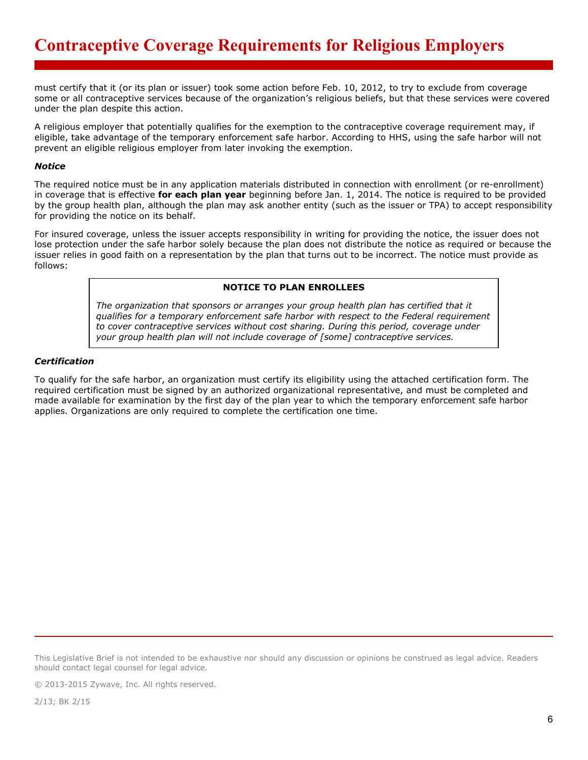must certify that it (or its plan or issuer) took some action before Feb. 10, 2012, to try to exclude from coverage some or all contraceptive services because of the organization's religious beliefs, but that these services were covered under the plan despite this action.

A religious employer that potentially qualifies for the exemption to the contraceptive coverage requirement may, if eligible, take advantage of the temporary enforcement safe harbor. According to HHS, using the safe harbor will not prevent an eligible religious employer from later invoking the exemption.

***Notice***

The required notice must be in any application materials distributed in connection with enrollment (or re-enrollment) in coverage that is effective **for each plan year** beginning before Jan. 1, 2014. The notice is required to be provided by the group health plan, although the plan may ask another entity (such as the issuer or TPA) to accept responsibility for providing the notice on its behalf.

For insured coverage, unless the issuer accepts responsibility in writing for providing the notice, the issuer does not lose protection under the safe harbor solely because the plan does not distribute the notice as required or because the issuer relies in good faith on a representation by the plan that turns out to be incorrect. The notice must provide as follows:

> **NOTICE TO PLAN ENROLLEES**
>
> *The organization that sponsors or arranges your group health plan has certified that it qualifies for a temporary enforcement safe harbor with respect to the Federal requirement to cover contraceptive services without cost sharing. During this period, coverage under your group health plan will not include coverage of [some] contraceptive services.*

***Certification***

To qualify for the safe harbor, an organization must certify its eligibility using the attached certification form. The required certification must be signed by an authorized organizational representative, and must be completed and made available for examination by the first day of the plan year to which the temporary enforcement safe harbor applies. Organizations are only required to complete the certification one time.

This Legislative Brief is not intended to be exhaustive nor should any discussion or opinions be construed as legal advice. Readers should contact legal counsel for legal advice.

© 2013-2015 Zywave, Inc. All rights reserved.

2/13; BK 2/15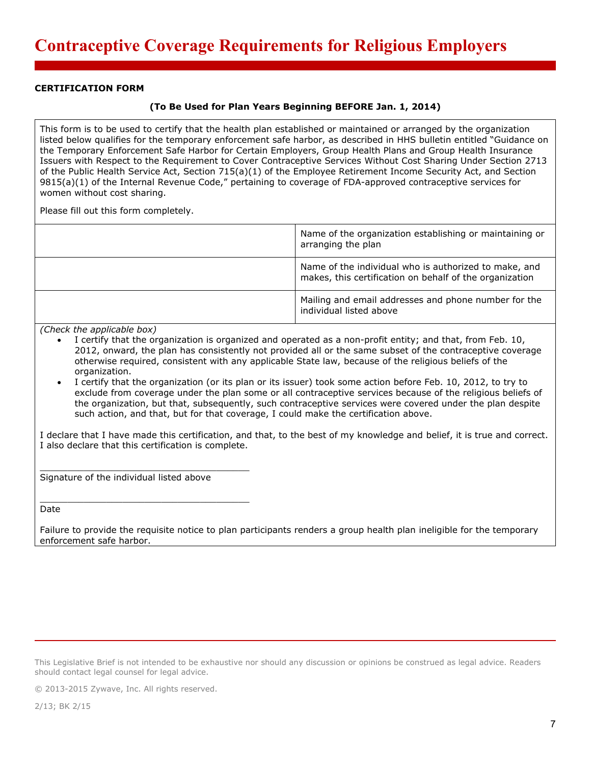# Contraceptive Coverage Requirements for Religious Employers

**CERTIFICATION FORM**

**(To Be Used for Plan Years Beginning BEFORE Jan. 1, 2014)**

This form is to be used to certify that the health plan established or maintained or arranged by the organization listed below qualifies for the temporary enforcement safe harbor, as described in HHS bulletin entitled "Guidance on the Temporary Enforcement Safe Harbor for Certain Employers, Group Health Plans and Group Health Insurance Issuers with Respect to the Requirement to Cover Contraceptive Services Without Cost Sharing Under Section 2713 of the Public Health Service Act, Section 715(a)(1) of the Employee Retirement Income Security Act, and Section 9815(a)(1) of the Internal Revenue Code," pertaining to coverage of FDA-approved contraceptive services for women without cost sharing.

Please fill out this form completely.

| | |
|---|---|
| | Name of the organization establishing or maintaining or arranging the plan |
| | Name of the individual who is authorized to make, and makes, this certification on behalf of the organization |
| | Mailing and email addresses and phone number for the individual listed above |

*(Check the applicable box)*

- I certify that the organization is organized and operated as a non-profit entity; and that, from Feb. 10, 2012, onward, the plan has consistently not provided all or the same subset of the contraceptive coverage otherwise required, consistent with any applicable State law, because of the religious beliefs of the organization.
- I certify that the organization (or its plan or its issuer) took some action before Feb. 10, 2012, to try to exclude from coverage under the plan some or all contraceptive services because of the religious beliefs of the organization, but that, subsequently, such contraceptive services were covered under the plan despite such action, and that, but for that coverage, I could make the certification above.

I declare that I have made this certification, and that, to the best of my knowledge and belief, it is true and correct. I also declare that this certification is complete.

\_\_\_\_\_\_\_\_\_\_\_\_\_\_\_\_\_\_\_\_\_\_\_\_\_\_\_\_\_\_\_\_\_\_\_\_\_\_\_\_

Signature of the individual listed above

\_\_\_\_\_\_\_\_\_\_\_\_\_\_\_\_\_\_\_\_\_\_\_\_\_\_\_\_\_\_\_\_\_\_\_\_\_\_\_\_

Date

Failure to provide the requisite notice to plan participants renders a group health plan ineligible for the temporary enforcement safe harbor.

This Legislative Brief is not intended to be exhaustive nor should any discussion or opinions be construed as legal advice. Readers should contact legal counsel for legal advice.

© 2013-2015 Zywave, Inc. All rights reserved.

2/13; BK 2/15